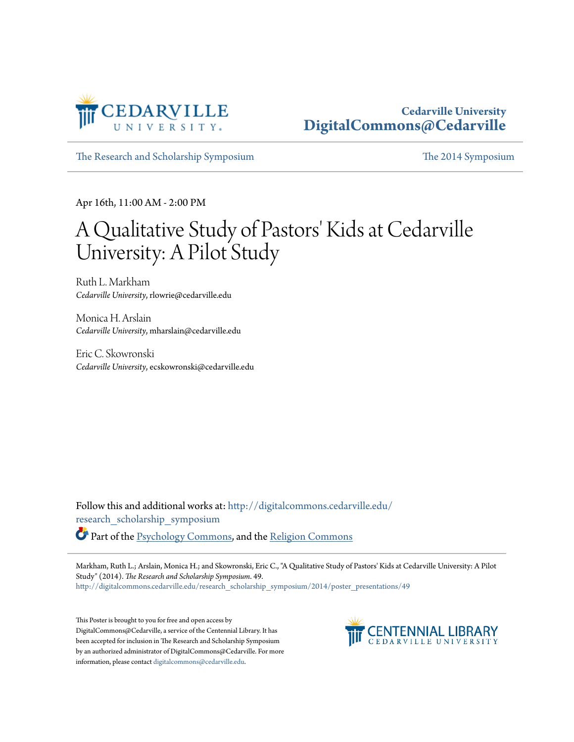Cedarville University
**DigitalCommons@Cedarville**

The Research and Scholarship Symposium | The 2014 Symposium

---

Apr 16th, 11:00 AM - 2:00 PM

# A Qualitative Study of Pastors' Kids at Cedarville University: A Pilot Study

Ruth L. Markham
*Cedarville University*, rlowrie@cedarville.edu

Monica H. Arslain
*Cedarville University*, mharslain@cedarville.edu

Eric C. Skowronski
*Cedarville University*, ecskowronski@cedarville.edu

Follow this and additional works at: http://digitalcommons.cedarville.edu/research_scholarship_symposium

Part of the Psychology Commons, and the Religion Commons

---

Markham, Ruth L.; Arslain, Monica H.; and Skowronski, Eric C., "A Qualitative Study of Pastors' Kids at Cedarville University: A Pilot Study" (2014). *The Research and Scholarship Symposium*. 49.
http://digitalcommons.cedarville.edu/research_scholarship_symposium/2014/poster_presentations/49

This Poster is brought to you for free and open access by DigitalCommons@Cedarville, a service of the Centennial Library. It has been accepted for inclusion in The Research and Scholarship Symposium by an authorized administrator of DigitalCommons@Cedarville. For more information, please contact digitalcommons@cedarville.edu.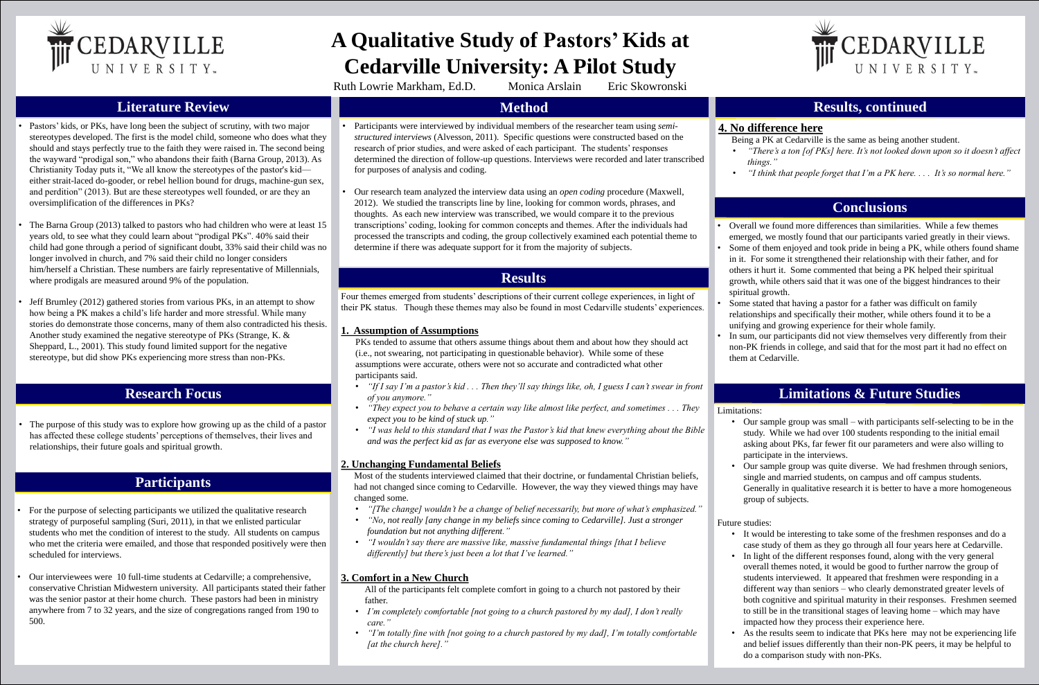# A Qualitative Study of Pastors' Kids at Cedarville University: A Pilot Study

Ruth Lowrie Markham, Ed.D. Monica Arslain Eric Skowronski

## Literature Review

- Pastors' kids, or PKs, have long been the subject of scrutiny, with two major stereotypes developed. The first is the model child, someone who does what they should and stays perfectly true to the faith they were raised in. The second being the wayward "prodigal son," who abandons their faith (Barna Group, 2013). As Christianity Today puts it, "We all know the stereotypes of the pastor's kid—either strait-laced do-gooder, or rebel hellion bound for drugs, machine-gun sex, and perdition" (2013). But are these stereotypes well founded, or are they an oversimplification of the differences in PKs?
- The Barna Group (2013) talked to pastors who had children who were at least 15 years old, to see what they could learn about "prodigal PKs". 40% said their child had gone through a period of significant doubt, 33% said their child was no longer involved in church, and 7% said their child no longer considers him/herself a Christian. These numbers are fairly representative of Millennials, where prodigals are measured around 9% of the population.
- Jeff Brumley (2012) gathered stories from various PKs, in an attempt to show how being a PK makes a child's life harder and more stressful. While many stories do demonstrate those concerns, many of them also contradicted his thesis. Another study examined the negative stereotype of PKs (Strange, K. & Sheppard, L., 2001). This study found limited support for the negative stereotype, but did show PKs experiencing more stress than non-PKs.

## Research Focus

- The purpose of this study was to explore how growing up as the child of a pastor has affected these college students' perceptions of themselves, their lives and relationships, their future goals and spiritual growth.

## Participants

- For the purpose of selecting participants we utilized the qualitative research strategy of purposeful sampling (Suri, 2011), in that we enlisted particular students who met the condition of interest to the study. All students on campus who met the criteria were emailed, and those that responded positively were then scheduled for interviews.
- Our interviewees were 10 full-time students at Cedarville; a comprehensive, conservative Christian Midwestern university. All participants stated their father was the senior pastor at their home church. These pastors had been in ministry anywhere from 7 to 32 years, and the size of congregations ranged from 190 to 500.

## Method

- Participants were interviewed by individual members of the researcher team using *semi-structured interviews* (Alvesson, 2011). Specific questions were constructed based on the research of prior studies, and were asked of each participant. The students' responses determined the direction of follow-up questions. Interviews were recorded and later transcribed for purposes of analysis and coding.
- Our research team analyzed the interview data using an *open coding* procedure (Maxwell, 2012). We studied the transcripts line by line, looking for common words, phrases, and thoughts. As each new interview was transcribed, we would compare it to the previous transcriptions' coding, looking for common concepts and themes. After the individuals had processed the transcripts and coding, the group collectively examined each potential theme to determine if there was adequate support for it from the majority of subjects.

## Results

Four themes emerged from students' descriptions of their current college experiences, in light of their PK status. Though these themes may also be found in most Cedarville students' experiences.

**1. Assumption of Assumptions**

PKs tended to assume that others assume things about them and about how they should act (i.e., not swearing, not participating in questionable behavior). While some of these assumptions were accurate, others were not so accurate and contradicted what other participants said.

- *"If I say I'm a pastor's kid . . . Then they'll say things like, oh, I guess I can't swear in front of you anymore."*
- *"They expect you to behave a certain way like almost like perfect, and sometimes . . . They expect you to be kind of stuck up."*
- *"I was held to this standard that I was the Pastor's kid that knew everything about the Bible and was the perfect kid as far as everyone else was supposed to know."*

**2. Unchanging Fundamental Beliefs**

Most of the students interviewed claimed that their doctrine, or fundamental Christian beliefs, had not changed since coming to Cedarville. However, the way they viewed things may have changed some.

- *"[The change] wouldn't be a change of belief necessarily, but more of what's emphasized."*
- *"No, not really [any change in my beliefs since coming to Cedarville]. Just a stronger foundation but not anything different."*
- *"I wouldn't say there are massive like, massive fundamental things [that I believe differently] but there's just been a lot that I've learned."*

**3. Comfort in a New Church**

All of the participants felt complete comfort in going to a church not pastored by their father.

- *I'm completely comfortable [not going to a church pastored by my dad], I don't really care."*
- *"I'm totally fine with [not going to a church pastored by my dad], I'm totally comfortable [at the church here]."*

## Results, continued

**4. No difference here**

Being a PK at Cedarville is the same as being another student.

- *"There's a ton [of PKs] here. It's not looked down upon so it doesn't affect things."*
- *"I think that people forget that I'm a PK here. . . . It's so normal here."*

## Conclusions

- Overall we found more differences than similarities. While a few themes emerged, we mostly found that our participants varied greatly in their views.
- Some of them enjoyed and took pride in being a PK, while others found shame in it. For some it strengthened their relationship with their father, and for others it hurt it. Some commented that being a PK helped their spiritual growth, while others said that it was one of the biggest hindrances to their spiritual growth.
- Some stated that having a pastor for a father was difficult on family relationships and specifically their mother, while others found it to be a unifying and growing experience for their whole family.
- In sum, our participants did not view themselves very differently from their non-PK friends in college, and said that for the most part it had no effect on them at Cedarville.

## Limitations & Future Studies

Limitations:

- Our sample group was small – with participants self-selecting to be in the study. While we had over 100 students responding to the initial email asking about PKs, far fewer fit our parameters and were also willing to participate in the interviews.
- Our sample group was quite diverse. We had freshmen through seniors, single and married students, on campus and off campus students. Generally in qualitative research it is better to have a more homogeneous group of subjects.

Future studies:

- It would be interesting to take some of the freshmen responses and do a case study of them as they go through all four years here at Cedarville.
- In light of the different responses found, along with the very general overall themes noted, it would be good to further narrow the group of students interviewed. It appeared that freshmen were responding in a different way than seniors – who clearly demonstrated greater levels of both cognitive and spiritual maturity in their responses. Freshmen seemed to still be in the transitional stages of leaving home – which may have impacted how they process their experience here.
- As the results seem to indicate that PKs here may not be experiencing life and belief issues differently than their non-PK peers, it may be helpful to do a comparison study with non-PKs.